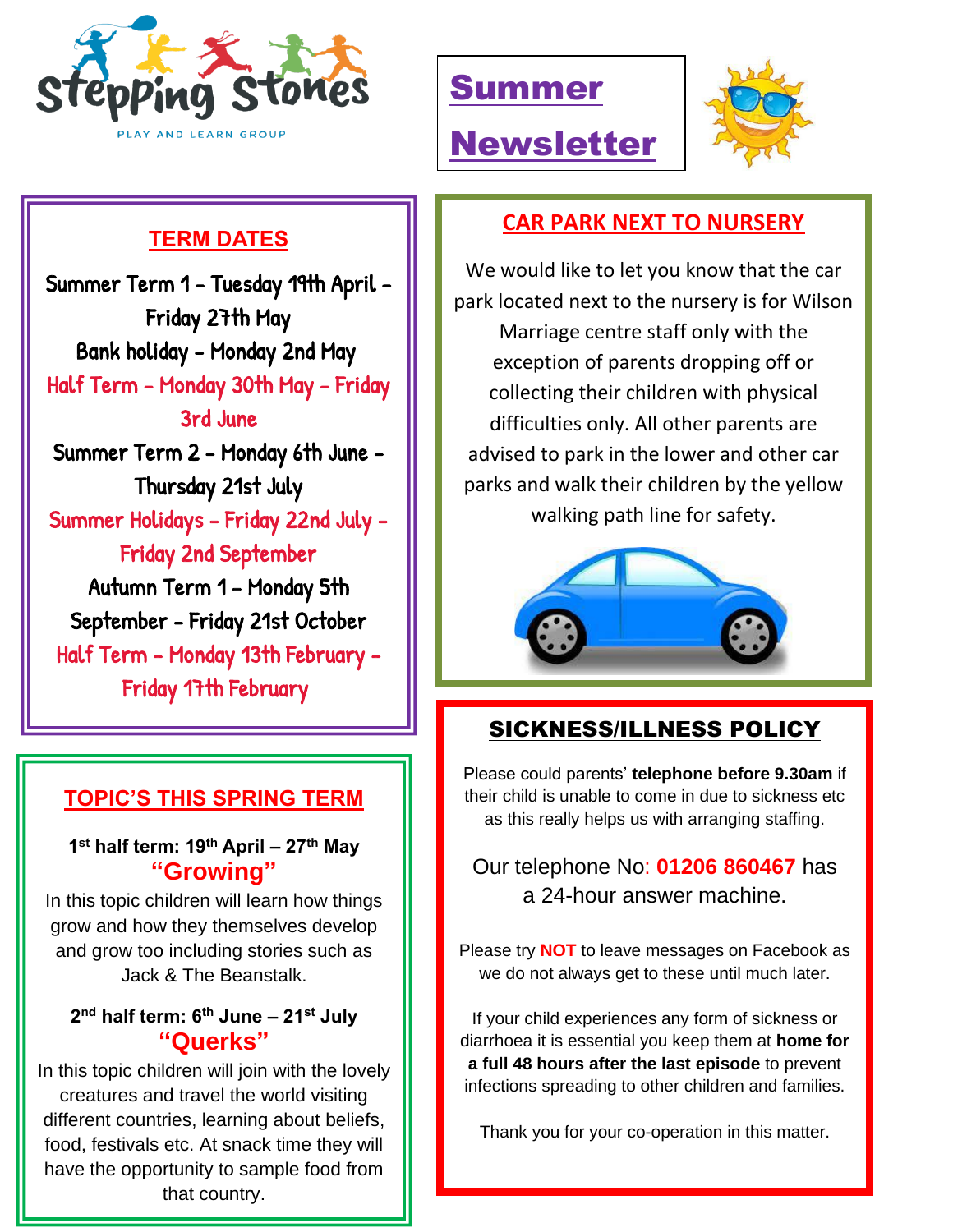Stepping Stones

PLAY AND LEARN GROUP

# Summer Newsletter

## TERM DATES

Summer Term 1 - Tuesday 19th April - Friday 27th May

Bank holiday - Monday 2nd May

Half Term - Monday 30th May - Friday 3rd June

Summer Term 2 - Monday 6th June - Thursday 21st July

Summer Holidays - Friday 22nd July - Friday 2nd September

Autumn Term 1 - Monday 5th September - Friday 21st October

Half Term - Monday 13th February - Friday 17th February

## TOPIC'S THIS SPRING TERM

**1st half term: 19th April – 27th May**

**"Growing"**

In this topic children will learn how things grow and how they themselves develop and grow too including stories such as Jack & The Beanstalk.

**2nd half term: 6th June – 21st July**

**"Querks"**

In this topic children will join with the lovely creatures and travel the world visiting different countries, learning about beliefs, food, festivals etc. At snack time they will have the opportunity to sample food from that country.

## CAR PARK NEXT TO NURSERY

We would like to let you know that the car park located next to the nursery is for Wilson Marriage centre staff only with the exception of parents dropping off or collecting their children with physical difficulties only. All other parents are advised to park in the lower and other car parks and walk their children by the yellow walking path line for safety.

## SICKNESS/ILLNESS POLICY

Please could parents' **telephone before 9.30am** if their child is unable to come in due to sickness etc as this really helps us with arranging staffing.

Our telephone No: **01206 860467** has a 24-hour answer machine.

Please try **NOT** to leave messages on Facebook as we do not always get to these until much later.

If your child experiences any form of sickness or diarrhoea it is essential you keep them at **home for a full 48 hours after the last episode** to prevent infections spreading to other children and families.

Thank you for your co-operation in this matter.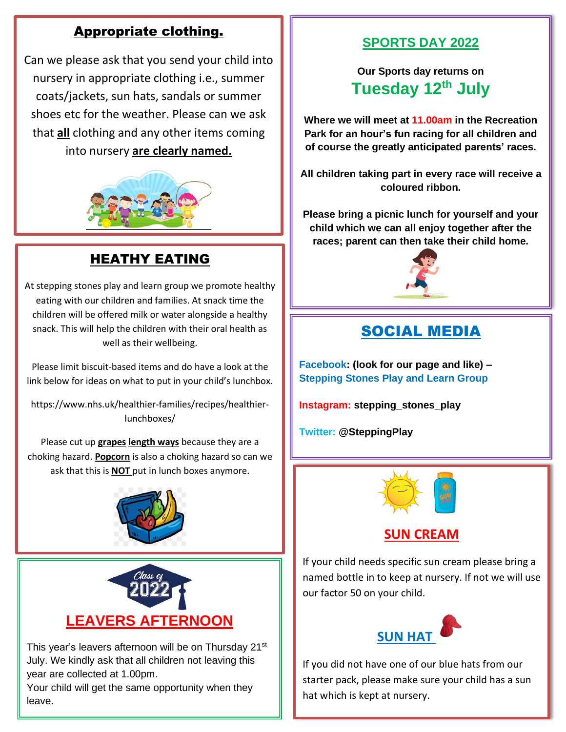## Appropriate clothing.

Can we please ask that you send your child into nursery in appropriate clothing i.e., summer coats/jackets, sun hats, sandals or summer shoes etc for the weather. Please can we ask that **all** clothing and any other items coming into nursery **are clearly named.**

## HEATHY EATING

At stepping stones play and learn group we promote healthy eating with our children and families. At snack time the children will be offered milk or water alongside a healthy snack. This will help the children with their oral health as well as their wellbeing.

Please limit biscuit-based items and do have a look at the link below for ideas on what to put in your child's lunchbox.

https://www.nhs.uk/healthier-families/recipes/healthier-lunchboxes/

Please cut up **grapes length ways** because they are a choking hazard. **Popcorn** is also a choking hazard so can we ask that this is **NOT** put in lunch boxes anymore.

Class of 2022

## LEAVERS AFTERNOON

This year's leavers afternoon will be on Thursday 21st July. We kindly ask that all children not leaving this year are collected at 1.00pm.
Your child will get the same opportunity when they leave.

## SPORTS DAY 2022

**Our Sports day returns on**

**Tuesday 12th July**

**Where we will meet at 11.00am in the Recreation Park for an hour's fun racing for all children and of course the greatly anticipated parents' races.**

**All children taking part in every race will receive a coloured ribbon.**

**Please bring a picnic lunch for yourself and your child which we can all enjoy together after the races; parent can then take their child home.**

## SOCIAL MEDIA

**Facebook: (look for our page and like) – Stepping Stones Play and Learn Group**

**Instagram: stepping_stones_play**

**Twitter: @SteppingPlay**

## SUN CREAM

If your child needs specific sun cream please bring a named bottle in to keep at nursery. If not we will use our factor 50 on your child.

## SUN HAT

If you did not have one of our blue hats from our starter pack, please make sure your child has a sun hat which is kept at nursery.